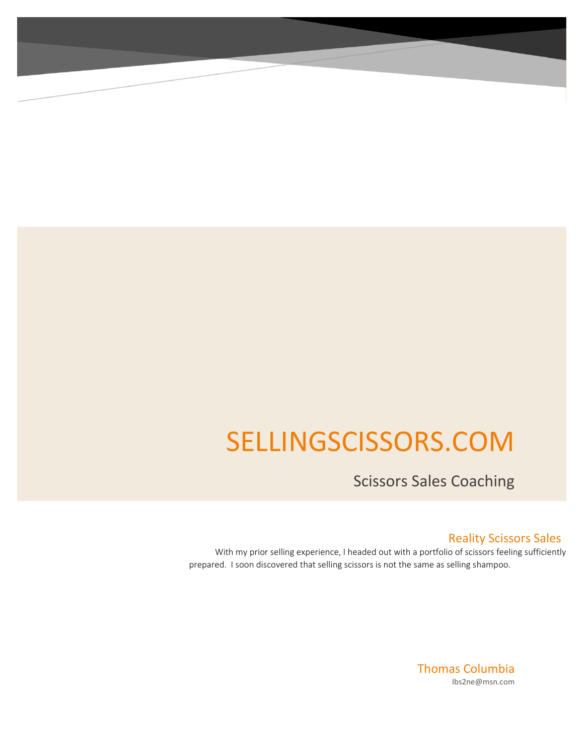# SELLINGSCISSORS.COM

## Scissors Sales Coaching

### Reality Scissors Sales

With my prior selling experience, I headed out with a portfolio of scissors feeling sufficiently prepared. I soon discovered that selling scissors is not the same as selling shampoo.

Thomas Columbia

Ibs2ne@msn.com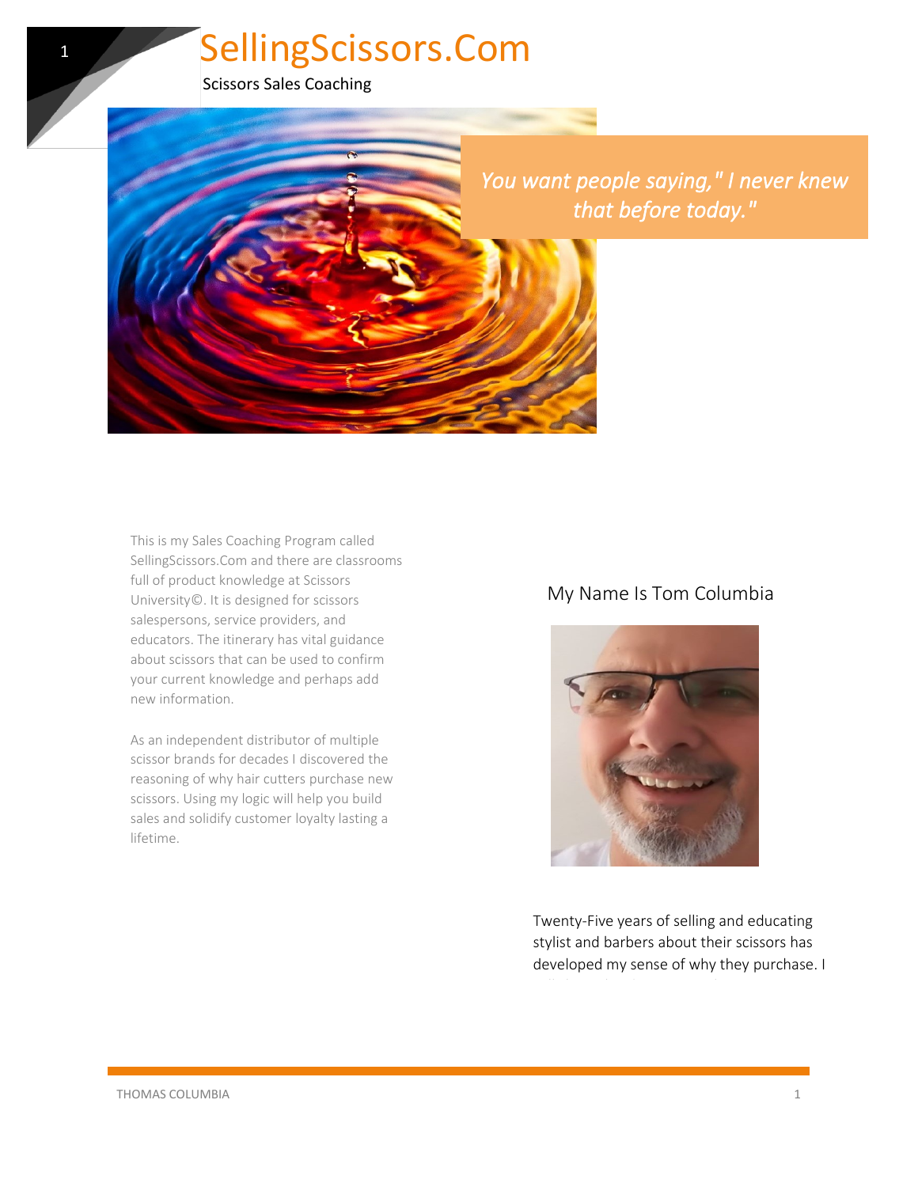# SellingScissors.Com

Scissors Sales Coaching

*You want people saying," I never knew that before today."*

This is my Sales Coaching Program called SellingScissors.Com and there are classrooms full of product knowledge at Scissors University©. It is designed for scissors salespersons, service providers, and educators. The itinerary has vital guidance about scissors that can be used to confirm your current knowledge and perhaps add new information.

As an independent distributor of multiple scissor brands for decades I discovered the reasoning of why hair cutters purchase new scissors. Using my logic will help you build sales and solidify customer loyalty lasting a lifetime.

## My Name Is Tom Columbia

Twenty-Five years of selling and educating stylist and barbers about their scissors has developed my sense of why they purchase. I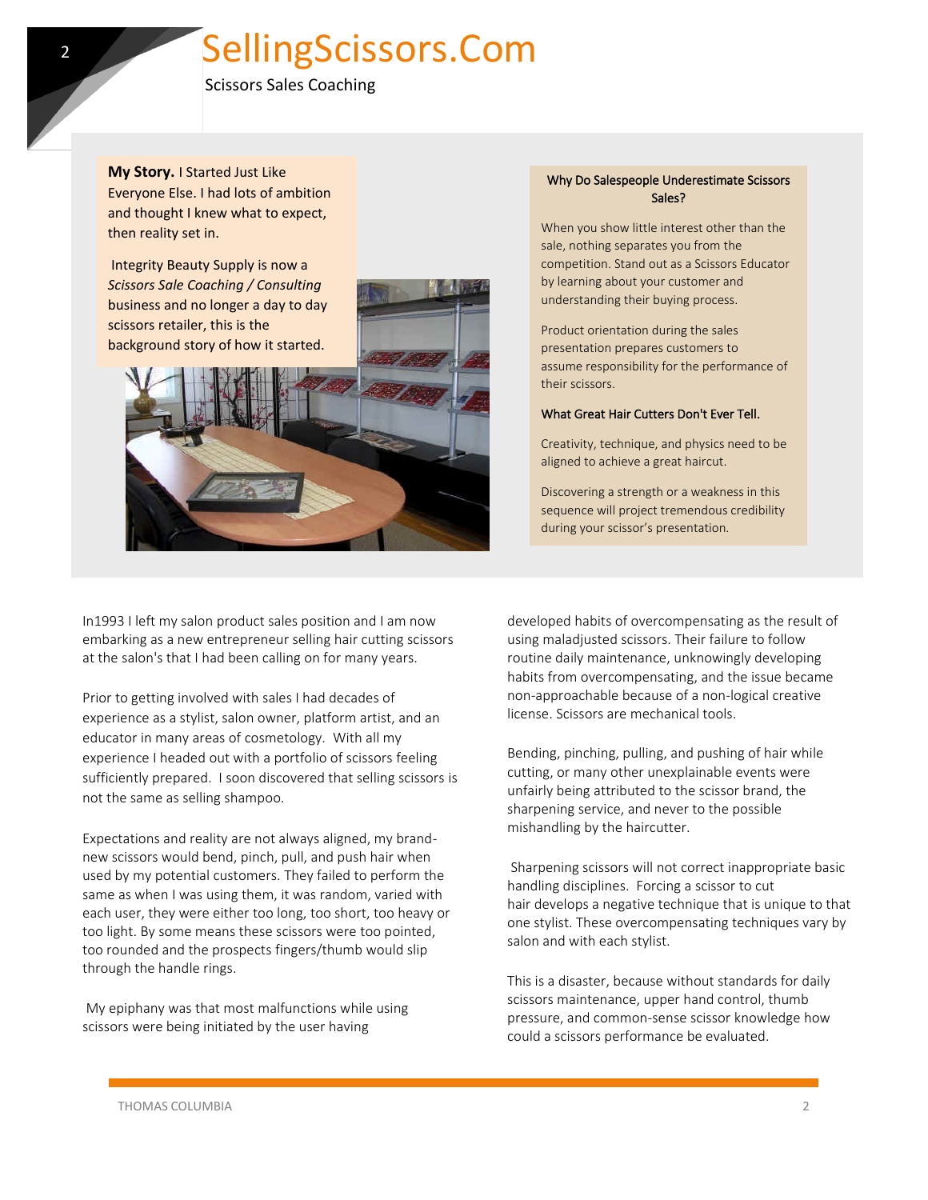# SellingScissors.Com

Scissors Sales Coaching

**My Story.** I Started Just Like Everyone Else. I had lots of ambition and thought I knew what to expect, then reality set in.

Integrity Beauty Supply is now a *Scissors Sale Coaching / Consulting* business and no longer a day to day scissors retailer, this is the background story of how it started.

### Why Do Salespeople Underestimate Scissors Sales?

When you show little interest other than the sale, nothing separates you from the competition. Stand out as a Scissors Educator by learning about your customer and understanding their buying process.

Product orientation during the sales presentation prepares customers to assume responsibility for the performance of their scissors.

**What Great Hair Cutters Don't Ever Tell.**

Creativity, technique, and physics need to be aligned to achieve a great haircut.

Discovering a strength or a weakness in this sequence will project tremendous credibility during your scissor's presentation.

In1993 I left my salon product sales position and I am now embarking as a new entrepreneur selling hair cutting scissors at the salon's that I had been calling on for many years.

Prior to getting involved with sales I had decades of experience as a stylist, salon owner, platform artist, and an educator in many areas of cosmetology. With all my experience I headed out with a portfolio of scissors feeling sufficiently prepared. I soon discovered that selling scissors is not the same as selling shampoo.

Expectations and reality are not always aligned, my brand-new scissors would bend, pinch, pull, and push hair when used by my potential customers. They failed to perform the same as when I was using them, it was random, varied with each user, they were either too long, too short, too heavy or too light. By some means these scissors were too pointed, too rounded and the prospects fingers/thumb would slip through the handle rings.

My epiphany was that most malfunctions while using scissors were being initiated by the user having developed habits of overcompensating as the result of using maladjusted scissors. Their failure to follow routine daily maintenance, unknowingly developing habits from overcompensating, and the issue became non-approachable because of a non-logical creative license. Scissors are mechanical tools.

Bending, pinching, pulling, and pushing of hair while cutting, or many other unexplainable events were unfairly being attributed to the scissor brand, the sharpening service, and never to the possible mishandling by the haircutter.

Sharpening scissors will not correct inappropriate basic handling disciplines. Forcing a scissor to cut hair develops a negative technique that is unique to that one stylist. These overcompensating techniques vary by salon and with each stylist.

This is a disaster, because without standards for daily scissors maintenance, upper hand control, thumb pressure, and common-sense scissor knowledge how could a scissors performance be evaluated.

THOMAS COLUMBIA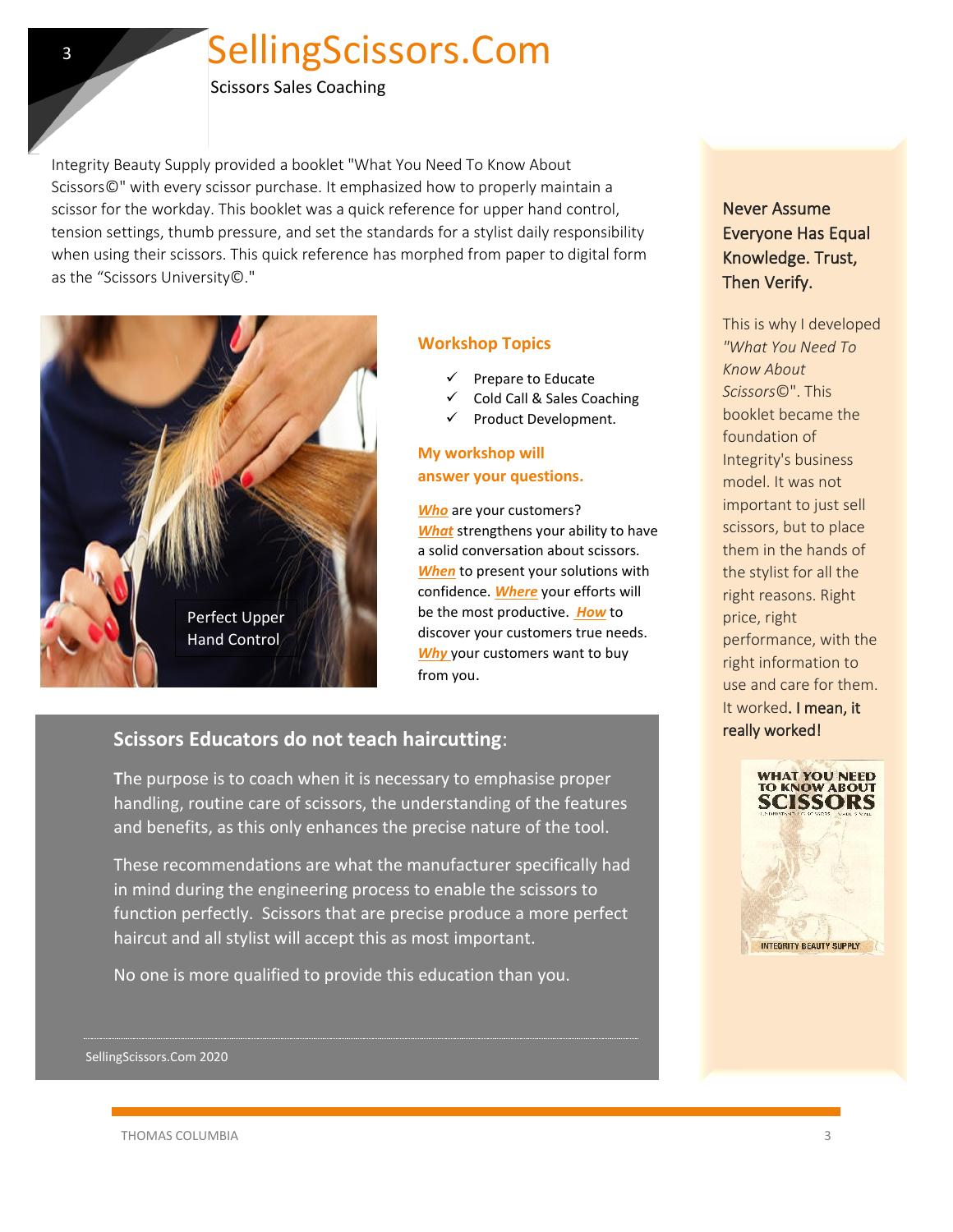# SellingScissors.Com

Scissors Sales Coaching

Integrity Beauty Supply provided a booklet "What You Need To Know About Scissors©" with every scissor purchase. It emphasized how to properly maintain a scissor for the workday. This booklet was a quick reference for upper hand control, tension settings, thumb pressure, and set the standards for a stylist daily responsibility when using their scissors. This quick reference has morphed from paper to digital form as the "Scissors University©."

Perfect Upper Hand Control

## Workshop Topics

- ✓ Prepare to Educate
- ✓ Cold Call & Sales Coaching
- ✓ Product Development.

## My workshop will answer your questions.

***Who*** are your customers? ***What*** strengthens your ability to have a solid conversation about scissors. ***When*** to present your solutions with confidence. ***Where*** your efforts will be the most productive. ***How*** to discover your customers true needs. ***Why*** your customers want to buy from you.

## Scissors Educators do not teach haircutting:

**T**he purpose is to coach when it is necessary to emphasise proper handling, routine care of scissors, the understanding of the features and benefits, as this only enhances the precise nature of the tool.

These recommendations are what the manufacturer specifically had in mind during the engineering process to enable the scissors to function perfectly. Scissors that are precise produce a more perfect haircut and all stylist will accept this as most important.

No one is more qualified to provide this education than you.

SellingScissors.Com 2020

## Never Assume Everyone Has Equal Knowledge. Trust, Then Verify.

This is why I developed *"What You Need To Know About Scissors©"*. This booklet became the foundation of Integrity's business model. It was not important to just sell scissors, but to place them in the hands of the stylist for all the right reasons. Right price, right performance, with the right information to use and care for them. It worked. I mean, it really worked!

WHAT YOU NEED TO KNOW ABOUT SCISSORS

INTEGRITY BEAUTY SUPPLY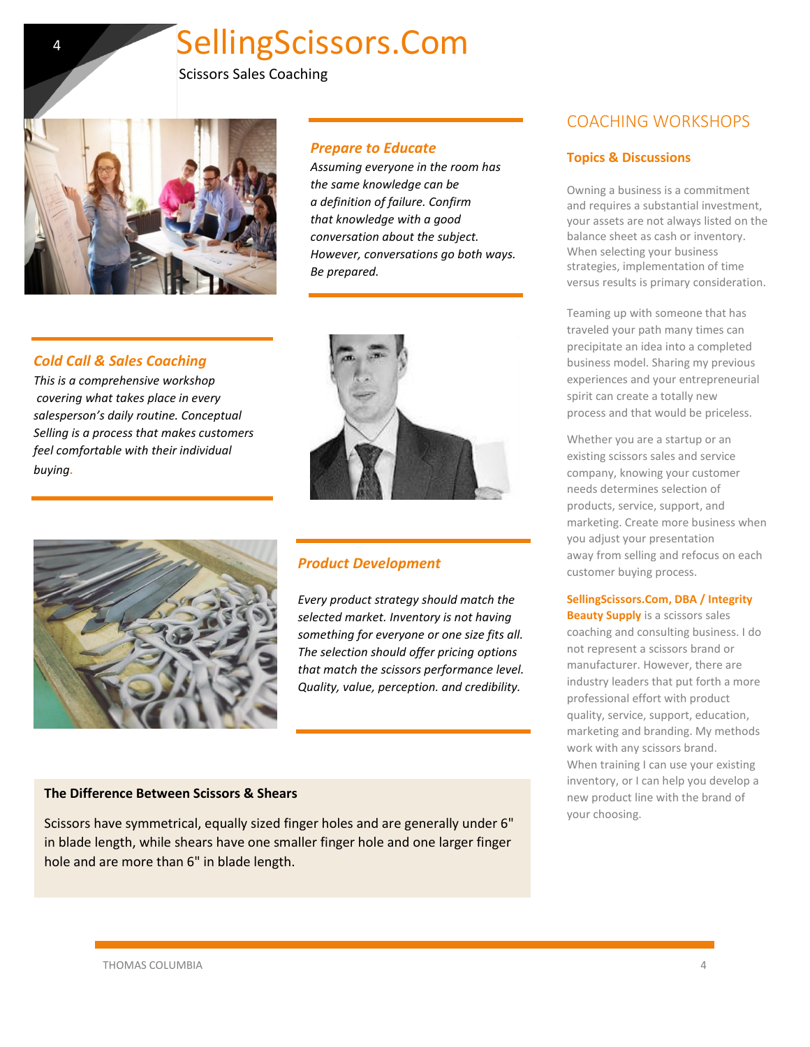# SellingScissors.Com

Scissors Sales Coaching

### *Prepare to Educate*

*Assuming everyone in the room has the same knowledge can be a definition of failure. Confirm that knowledge with a good conversation about the subject. However, conversations go both ways. Be prepared.*

### *Cold Call & Sales Coaching*

*This is a comprehensive workshop covering what takes place in every salesperson's daily routine. Conceptual Selling is a process that makes customers feel comfortable with their individual buying.*

### *Product Development*

*Every product strategy should match the selected market. Inventory is not having something for everyone or one size fits all. The selection should offer pricing options that match the scissors performance level. Quality, value, perception. and credibility.*

**The Difference Between Scissors & Shears**

Scissors have symmetrical, equally sized finger holes and are generally under 6" in blade length, while shears have one smaller finger hole and one larger finger hole and are more than 6" in blade length.

## COACHING WORKSHOPS

### Topics & Discussions

Owning a business is a commitment and requires a substantial investment, your assets are not always listed on the balance sheet as cash or inventory. When selecting your business strategies, implementation of time versus results is primary consideration.

Teaming up with someone that has traveled your path many times can precipitate an idea into a completed business model. Sharing my previous experiences and your entrepreneurial spirit can create a totally new process and that would be priceless.

Whether you are a startup or an existing scissors sales and service company, knowing your customer needs determines selection of products, service, support, and marketing. Create more business when you adjust your presentation away from selling and refocus on each customer buying process.

**SellingScissors.Com, DBA / Integrity Beauty Supply** is a scissors sales coaching and consulting business. I do not represent a scissors brand or manufacturer. However, there are industry leaders that put forth a more professional effort with product quality, service, support, education, marketing and branding. My methods work with any scissors brand. When training I can use your existing inventory, or I can help you develop a new product line with the brand of your choosing.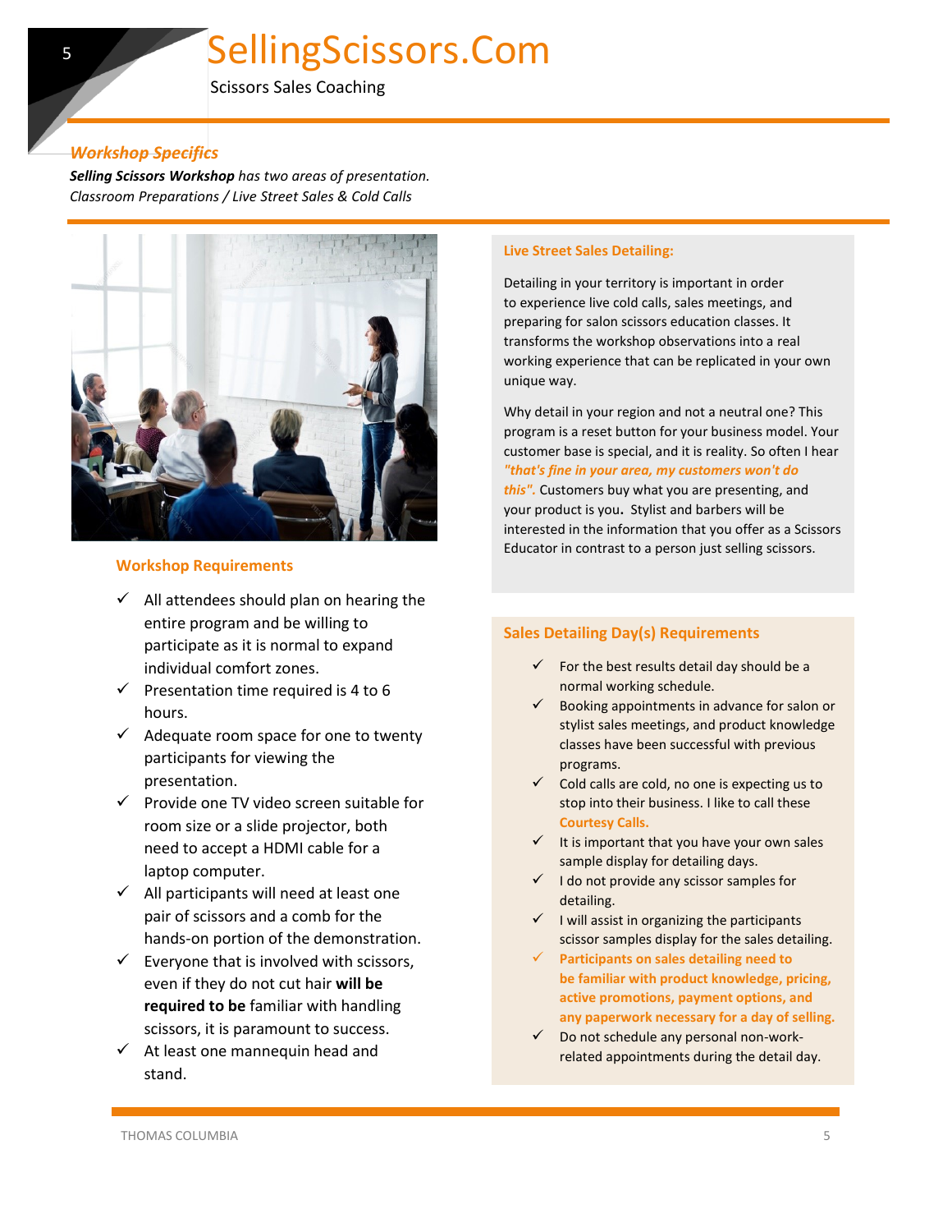# SellingScissors.Com

Scissors Sales Coaching

## *Workshop Specifics*

***Selling Scissors Workshop*** *has two areas of presentation.*
*Classroom Preparations / Live Street Sales & Cold Calls*

### Workshop Requirements

- ✓ All attendees should plan on hearing the entire program and be willing to participate as it is normal to expand individual comfort zones.
- ✓ Presentation time required is 4 to 6 hours.
- ✓ Adequate room space for one to twenty participants for viewing the presentation.
- ✓ Provide one TV video screen suitable for room size or a slide projector, both need to accept a HDMI cable for a laptop computer.
- ✓ All participants will need at least one pair of scissors and a comb for the hands-on portion of the demonstration.
- ✓ Everyone that is involved with scissors, even if they do not cut hair **will be required to be** familiar with handling scissors, it is paramount to success.
- ✓ At least one mannequin head and stand.

### Live Street Sales Detailing:

Detailing in your territory is important in order to experience live cold calls, sales meetings, and preparing for salon scissors education classes. It transforms the workshop observations into a real working experience that can be replicated in your own unique way.

Why detail in your region and not a neutral one? This program is a reset button for your business model. Your customer base is special, and it is reality. So often I hear ***"that's fine in your area, my customers won't do this".*** Customers buy what you are presenting, and your product is you**.** Stylist and barbers will be interested in the information that you offer as a Scissors Educator in contrast to a person just selling scissors.

### Sales Detailing Day(s) Requirements

- ✓ For the best results detail day should be a normal working schedule.
- ✓ Booking appointments in advance for salon or stylist sales meetings, and product knowledge classes have been successful with previous programs.
- ✓ Cold calls are cold, no one is expecting us to stop into their business. I like to call these **Courtesy Calls.**
- ✓ It is important that you have your own sales sample display for detailing days.
- ✓ I do not provide any scissor samples for detailing.
- ✓ I will assist in organizing the participants scissor samples display for the sales detailing.
- ✓ **Participants on sales detailing need to be familiar with product knowledge, pricing, active promotions, payment options, and any paperwork necessary for a day of selling.**
- ✓ Do not schedule any personal non-work-related appointments during the detail day.